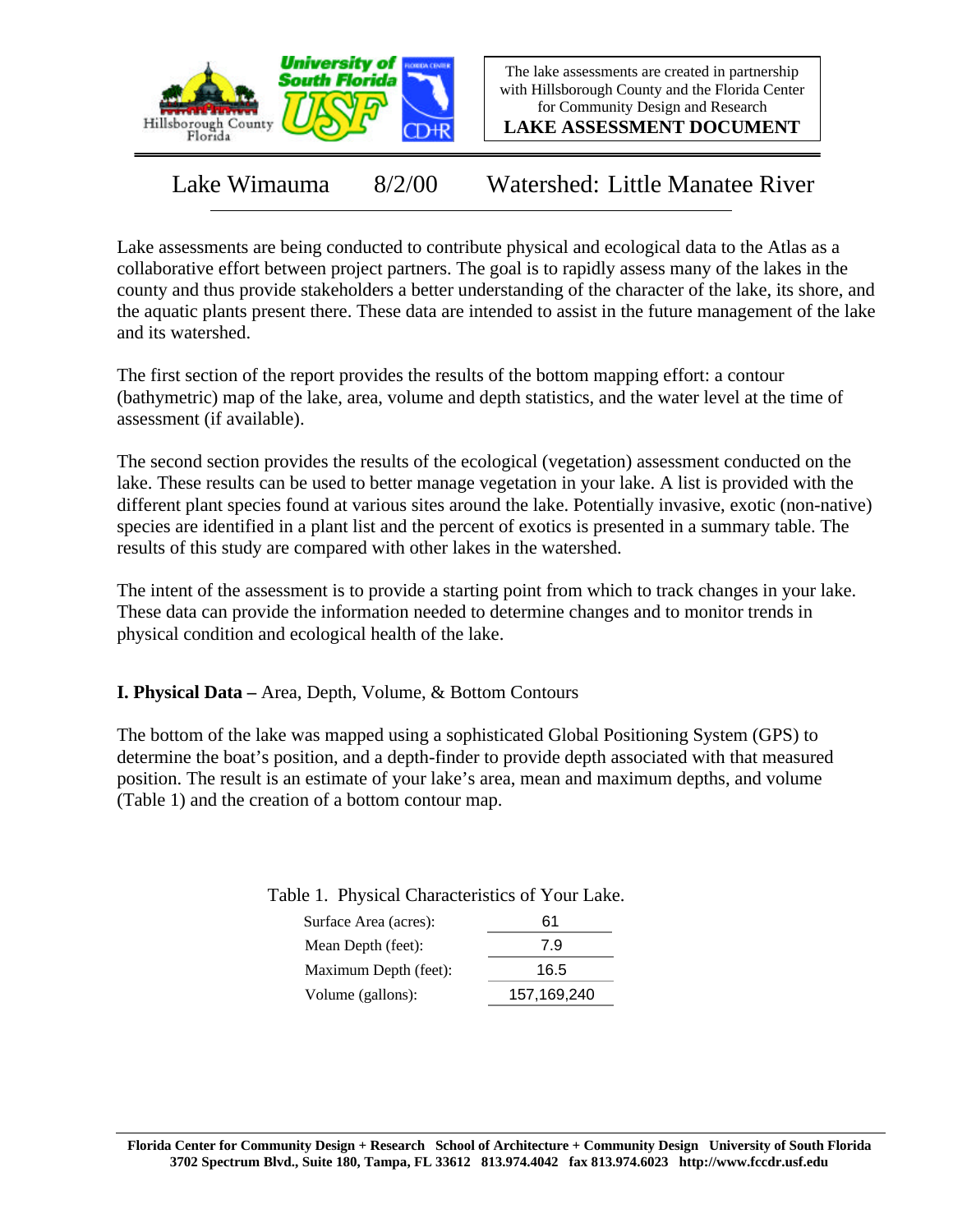The lake assessments are created in partnership with Hillsborough County and the Florida Center for Community Design and Research

**LAKE ASSESSMENT DOCUMENT**

# Lake Wimauma 8/2/00 Watershed: Little Manatee River

Lake assessments are being conducted to contribute physical and ecological data to the Atlas as a collaborative effort between project partners. The goal is to rapidly assess many of the lakes in the county and thus provide stakeholders a better understanding of the character of the lake, its shore, and the aquatic plants present there. These data are intended to assist in the future management of the lake and its watershed.

The first section of the report provides the results of the bottom mapping effort: a contour (bathymetric) map of the lake, area, volume and depth statistics, and the water level at the time of assessment (if available).

The second section provides the results of the ecological (vegetation) assessment conducted on the lake. These results can be used to better manage vegetation in your lake. A list is provided with the different plant species found at various sites around the lake. Potentially invasive, exotic (non-native) species are identified in a plant list and the percent of exotics is presented in a summary table. The results of this study are compared with other lakes in the watershed.

The intent of the assessment is to provide a starting point from which to track changes in your lake. These data can provide the information needed to determine changes and to monitor trends in physical condition and ecological health of the lake.

## I. Physical Data – Area, Depth, Volume, & Bottom Contours

The bottom of the lake was mapped using a sophisticated Global Positioning System (GPS) to determine the boat's position, and a depth-finder to provide depth associated with that measured position. The result is an estimate of your lake's area, mean and maximum depths, and volume (Table 1) and the creation of a bottom contour map.

Table 1. Physical Characteristics of Your Lake.

| Characteristic | Value |
| --- | --- |
| Surface Area (acres): | 61 |
| Mean Depth (feet): | 7.9 |
| Maximum Depth (feet): | 16.5 |
| Volume (gallons): | 157,169,240 |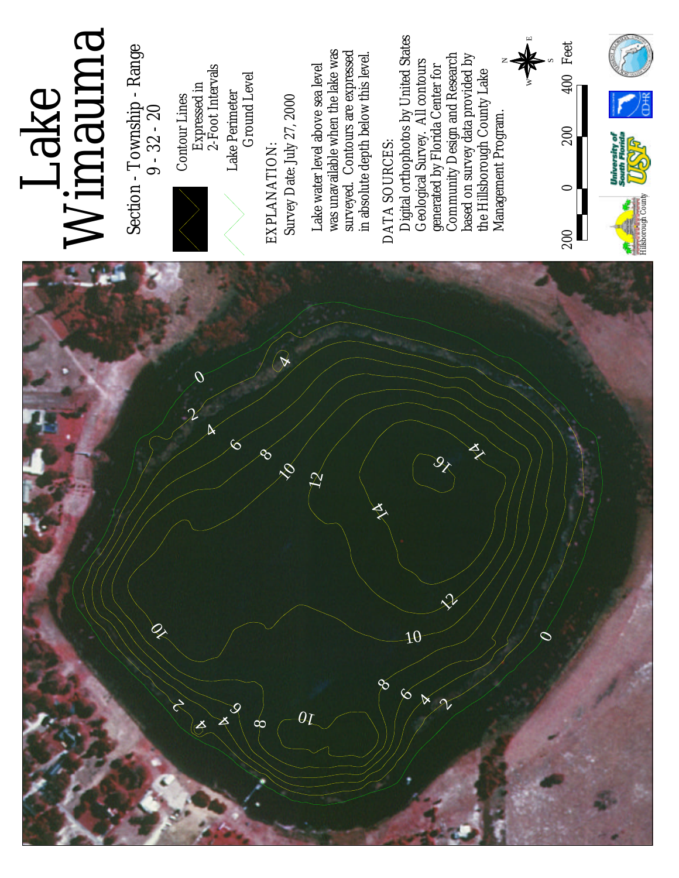# Lake Wimauma

Section - Township - Range
9 - 32 - 20

Contour Lines
Expressed in
2-Foot Intervals

Lake Perimeter
Ground Level

EXPLANATION:
Survey Date: July 27, 2000

Lake water level above sea level was unavailable when the lake was surveyed. Contours are expressed in absolute depth below this level.

DATA SOURCES:
Digital orthophotos by United States Geological Survey. All contours generated by Florida Center for Community Design and Research based on survey data provided by the Hillsborough County Lake Management Program.

200 0 200 400 Feet

Hillsborough County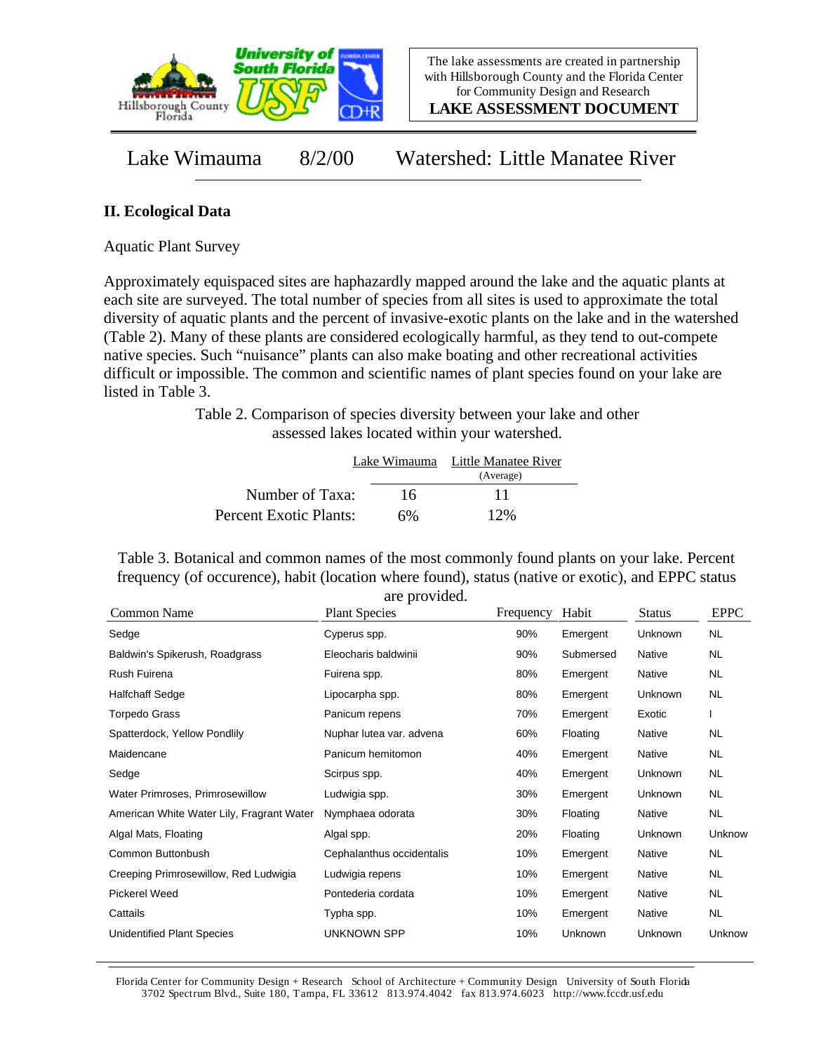The lake assessments are created in partnership with Hillsborough County and the Florida Center for Community Design and Research

**LAKE ASSESSMENT DOCUMENT**

Lake Wimauma 8/2/00 Watershed: Little Manatee River

## II. Ecological Data

Aquatic Plant Survey

Approximately equispaced sites are haphazardly mapped around the lake and the aquatic plants at each site are surveyed. The total number of species from all sites is used to approximate the total diversity of aquatic plants and the percent of invasive-exotic plants on the lake and in the watershed (Table 2). Many of these plants are considered ecologically harmful, as they tend to out-compete native species. Such "nuisance" plants can also make boating and other recreational activities difficult or impossible. The common and scientific names of plant species found on your lake are listed in Table 3.

Table 2. Comparison of species diversity between your lake and other assessed lakes located within your watershed.

| | Lake Wimauma | Little Manatee River (Average) |
|---|---|---|
| Number of Taxa: | 16 | 11 |
| Percent Exotic Plants: | 6% | 12% |

Table 3. Botanical and common names of the most commonly found plants on your lake. Percent frequency (of occurence), habit (location where found), status (native or exotic), and EPPC status are provided.

| Common Name | Plant Species | Frequency | Habit | Status | EPPC |
|---|---|---|---|---|---|
| Sedge | Cyperus spp. | 90% | Emergent | Unknown | NL |
| Baldwin's Spikerush, Roadgrass | Eleocharis baldwinii | 90% | Submersed | Native | NL |
| Rush Fuirena | Fuirena spp. | 80% | Emergent | Native | NL |
| Halfchaff Sedge | Lipocarpha spp. | 80% | Emergent | Unknown | NL |
| Torpedo Grass | Panicum repens | 70% | Emergent | Exotic | I |
| Spatterdock, Yellow Pondlily | Nuphar lutea var. advena | 60% | Floating | Native | NL |
| Maidencane | Panicum hemitomon | 40% | Emergent | Native | NL |
| Sedge | Scirpus spp. | 40% | Emergent | Unknown | NL |
| Water Primroses, Primrosewillow | Ludwigia spp. | 30% | Emergent | Unknown | NL |
| American White Water Lily, Fragrant Water | Nymphaea odorata | 30% | Floating | Native | NL |
| Algal Mats, Floating | Algal spp. | 20% | Floating | Unknown | Unknow |
| Common Buttonbush | Cephalanthus occidentalis | 10% | Emergent | Native | NL |
| Creeping Primrosewillow, Red Ludwigia | Ludwigia repens | 10% | Emergent | Native | NL |
| Pickerel Weed | Pontederia cordata | 10% | Emergent | Native | NL |
| Cattails | Typha spp. | 10% | Emergent | Native | NL |
| Unidentified Plant Species | UNKNOWN SPP | 10% | Unknown | Unknown | Unknow |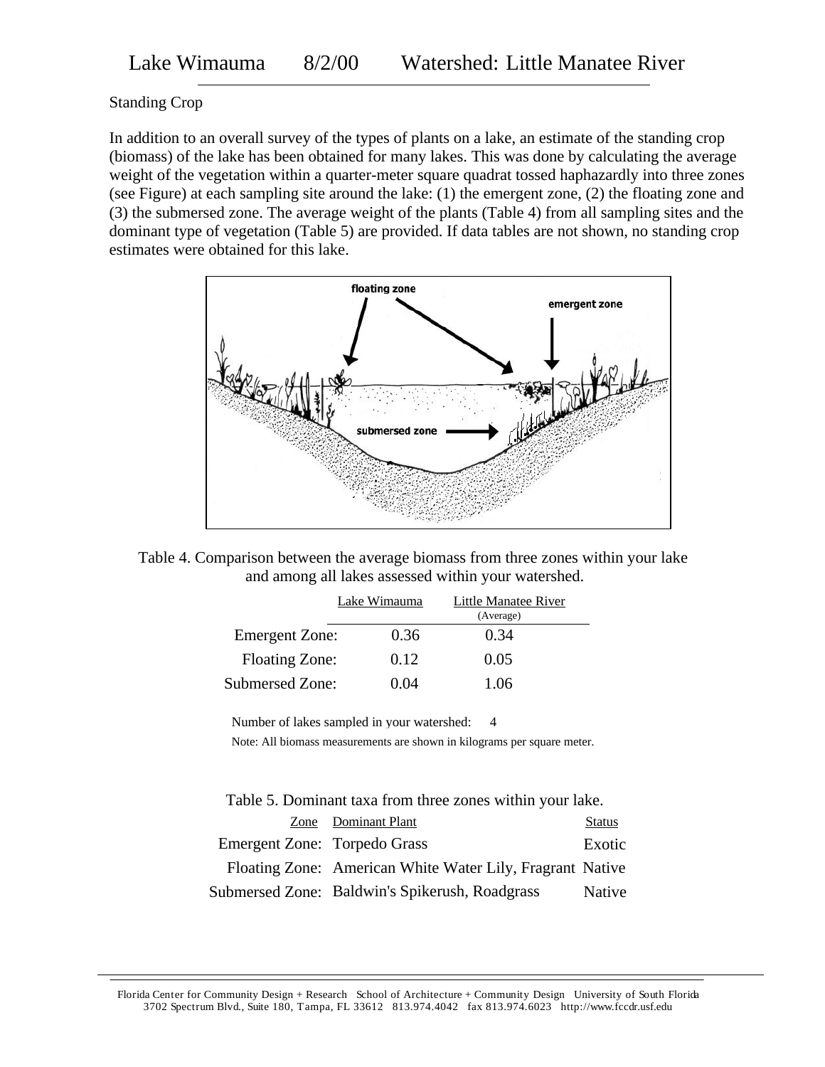# Lake Wimauma 8/2/00 Watershed: Little Manatee River

Standing Crop

In addition to an overall survey of the types of plants on a lake, an estimate of the standing crop (biomass) of the lake has been obtained for many lakes. This was done by calculating the average weight of the vegetation within a quarter-meter square quadrat tossed haphazardly into three zones (see Figure) at each sampling site around the lake: (1) the emergent zone, (2) the floating zone and (3) the submersed zone. The average weight of the plants (Table 4) from all sampling sites and the dominant type of vegetation (Table 5) are provided. If data tables are not shown, no standing crop estimates were obtained for this lake.

floating zone

emergent zone

submersed zone

Table 4. Comparison between the average biomass from three zones within your lake and among all lakes assessed within your watershed.

| | Lake Wimauma | Little Manatee River (Average) |
|---|---|---|
| Emergent Zone: | 0.36 | 0.34 |
| Floating Zone: | 0.12 | 0.05 |
| Submersed Zone: | 0.04 | 1.06 |

Number of lakes sampled in your watershed: 4

Note: All biomass measurements are shown in kilograms per square meter.

Table 5. Dominant taxa from three zones within your lake.

| Zone | Dominant Plant | Status |
|---|---|---|
| Emergent Zone: | Torpedo Grass | Exotic |
| Floating Zone: | American White Water Lily, Fragrant | Native |
| Submersed Zone: | Baldwin's Spikerush, Roadgrass | Native |